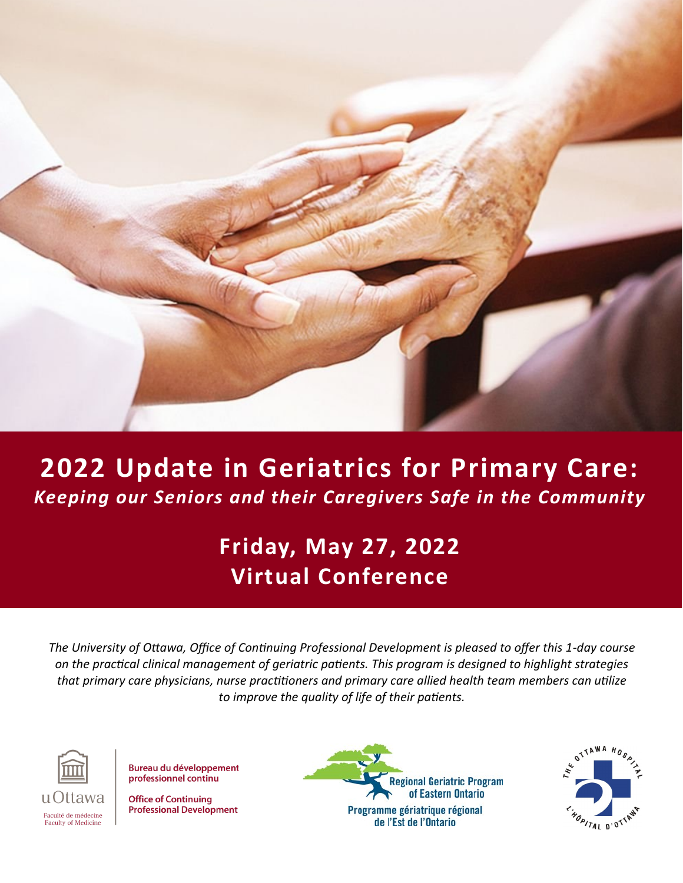# 2022 Update in Geriatrics for Primary Care:

***Keeping our Seniors and their Caregivers Safe in the Community***

## Friday, May 27, 2022
## Virtual Conference

*The University of Ottawa, Office of Continuing Professional Development is pleased to offer this 1-day course on the practical clinical management of geriatric patients. This program is designed to highlight strategies that primary care physicians, nurse practitioners and primary care allied health team members can utilize to improve the quality of life of their patients.*

uOttawa
Faculté de médecine
Faculty of Medicine

**Bureau du développement professionnel continu**

**Office of Continuing Professional Development**

Regional Geriatric Program of Eastern Ontario
Programme gériatrique régional de l'Est de l'Ontario

The Ottawa Hospital
L'Hôpital d'Ottawa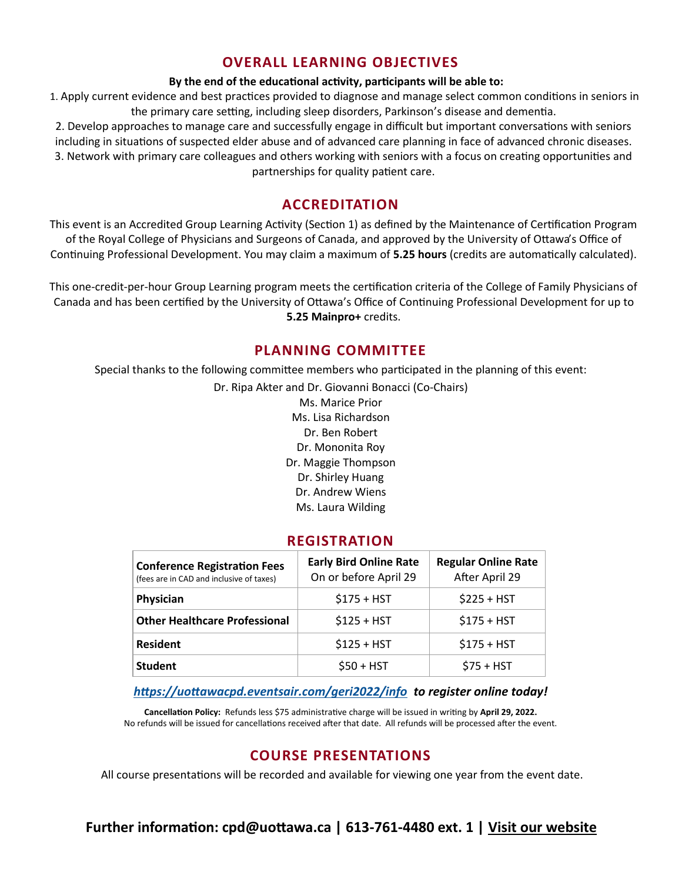## OVERALL LEARNING OBJECTIVES

**By the end of the educational activity, participants will be able to:**

1. Apply current evidence and best practices provided to diagnose and manage select common conditions in seniors in the primary care setting, including sleep disorders, Parkinson's disease and dementia.
2. Develop approaches to manage care and successfully engage in difficult but important conversations with seniors including in situations of suspected elder abuse and of advanced care planning in face of advanced chronic diseases.
3. Network with primary care colleagues and others working with seniors with a focus on creating opportunities and partnerships for quality patient care.

## ACCREDITATION

This event is an Accredited Group Learning Activity (Section 1) as defined by the Maintenance of Certification Program of the Royal College of Physicians and Surgeons of Canada, and approved by the University of Ottawa's Office of Continuing Professional Development. You may claim a maximum of **5.25 hours** (credits are automatically calculated).

This one-credit-per-hour Group Learning program meets the certification criteria of the College of Family Physicians of Canada and has been certified by the University of Ottawa's Office of Continuing Professional Development for up to **5.25 Mainpro+** credits.

## PLANNING COMMITTEE

Special thanks to the following committee members who participated in the planning of this event:

Dr. Ripa Akter and Dr. Giovanni Bonacci (Co-Chairs)
Ms. Marice Prior
Ms. Lisa Richardson
Dr. Ben Robert
Dr. Mononita Roy
Dr. Maggie Thompson
Dr. Shirley Huang
Dr. Andrew Wiens
Ms. Laura Wilding

## REGISTRATION

| **Conference Registration Fees** (fees are in CAD and inclusive of taxes) | **Early Bird Online Rate** On or before April 29 | **Regular Online Rate** After April 29 |
|---|---|---|
| **Physician** | $175 + HST | $225 + HST |
| **Other Healthcare Professional** | $125 + HST | $175 + HST |
| **Resident** | $125 + HST | $175 + HST |
| **Student** | $50 + HST | $75 + HST |

***https://uottawacpd.eventsair.com/geri2022/info to register online today!***

**Cancellation Policy:** Refunds less $75 administrative charge will be issued in writing by **April 29, 2022.** No refunds will be issued for cancellations received after that date. All refunds will be processed after the event.

## COURSE PRESENTATIONS

All course presentations will be recorded and available for viewing one year from the event date.

**Further information: cpd@uottawa.ca | 613-761-4480 ext. 1 | Visit our website**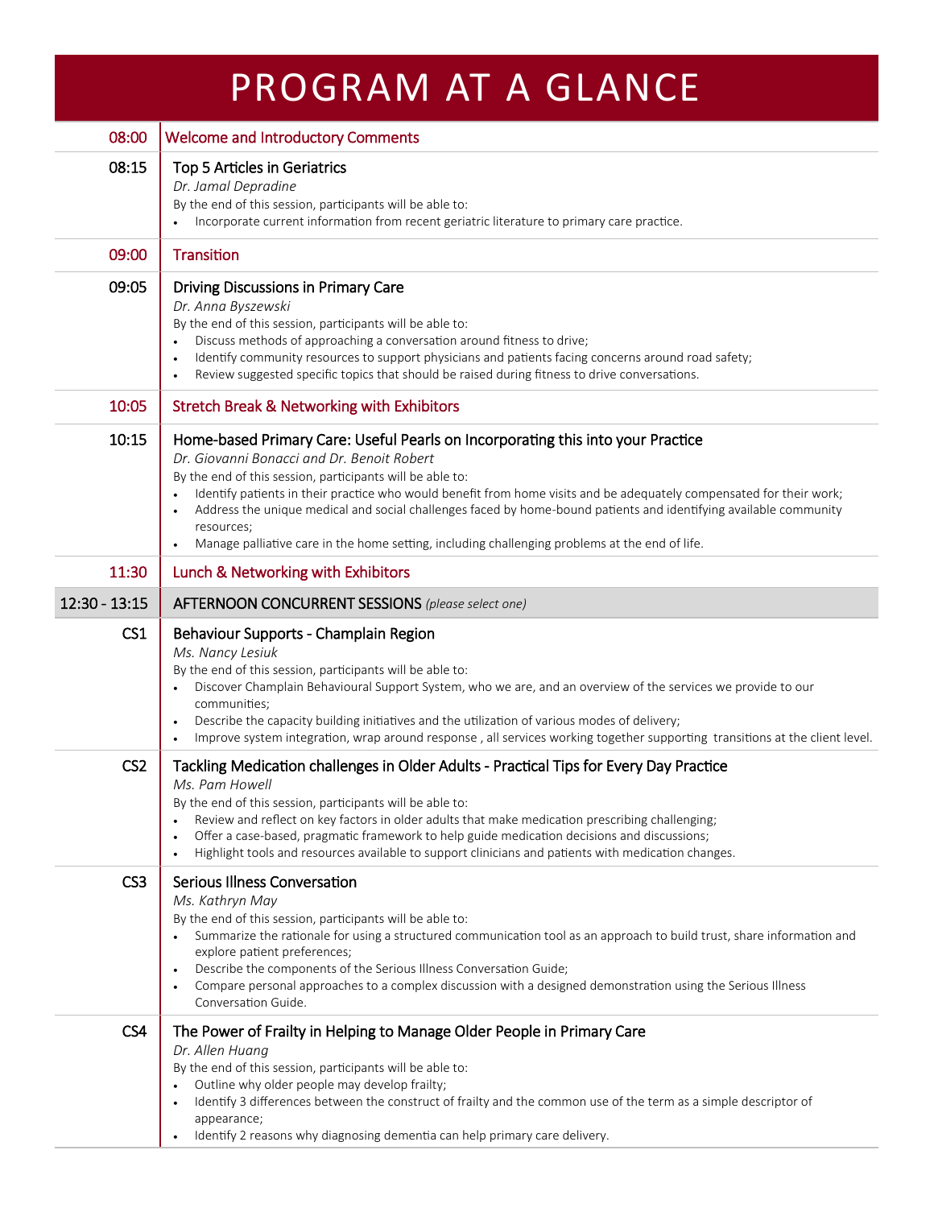# PROGRAM AT A GLANCE

**08:00** Welcome and Introductory Comments

**08:15** Top 5 Articles in Geriatrics

*Dr. Jamal Depradine*

By the end of this session, participants will be able to:

- Incorporate current information from recent geriatric literature to primary care practice.

**09:00** Transition

**09:05** Driving Discussions in Primary Care

*Dr. Anna Byszewski*

By the end of this session, participants will be able to:

- Discuss methods of approaching a conversation around fitness to drive;
- Identify community resources to support physicians and patients facing concerns around road safety;
- Review suggested specific topics that should be raised during fitness to drive conversations.

**10:05** Stretch Break & Networking with Exhibitors

**10:15** Home-based Primary Care: Useful Pearls on Incorporating this into your Practice

*Dr. Giovanni Bonacci and Dr. Benoit Robert*

By the end of this session, participants will be able to:

- Identify patients in their practice who would benefit from home visits and be adequately compensated for their work;
- Address the unique medical and social challenges faced by home-bound patients and identifying available community resources;
- Manage palliative care in the home setting, including challenging problems at the end of life.

**11:30** Lunch & Networking with Exhibitors

**12:30 - 13:15** AFTERNOON CONCURRENT SESSIONS *(please select one)*

**CS1** Behaviour Supports - Champlain Region

*Ms. Nancy Lesiuk*

By the end of this session, participants will be able to:

- Discover Champlain Behavioural Support System, who we are, and an overview of the services we provide to our communities;
- Describe the capacity building initiatives and the utilization of various modes of delivery;
- Improve system integration, wrap around response , all services working together supporting transitions at the client level.

**CS2** Tackling Medication challenges in Older Adults - Practical Tips for Every Day Practice

*Ms. Pam Howell*

By the end of this session, participants will be able to:

- Review and reflect on key factors in older adults that make medication prescribing challenging;
- Offer a case-based, pragmatic framework to help guide medication decisions and discussions;
- Highlight tools and resources available to support clinicians and patients with medication changes.

**CS3** Serious Illness Conversation

*Ms. Kathryn May*

By the end of this session, participants will be able to:

- Summarize the rationale for using a structured communication tool as an approach to build trust, share information and explore patient preferences;
- Describe the components of the Serious Illness Conversation Guide;
- Compare personal approaches to a complex discussion with a designed demonstration using the Serious Illness Conversation Guide.

**CS4** The Power of Frailty in Helping to Manage Older People in Primary Care

*Dr. Allen Huang*

By the end of this session, participants will be able to:

- Outline why older people may develop frailty;
- Identify 3 differences between the construct of frailty and the common use of the term as a simple descriptor of appearance;
- Identify 2 reasons why diagnosing dementia can help primary care delivery.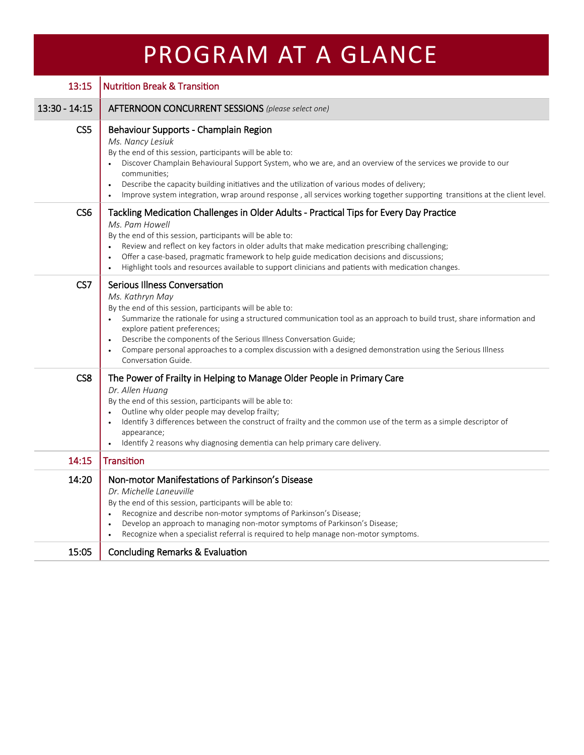# PROGRAM AT A GLANCE

| | |
|---|---|
| 13:15 | Nutrition Break & Transition |
| 13:30 - 14:15 | AFTERNOON CONCURRENT SESSIONS *(please select one)* |
| CS5 | **Behaviour Supports - Champlain Region**<br>*Ms. Nancy Lesiuk*<br>By the end of this session, participants will be able to:<br>• Discover Champlain Behavioural Support System, who we are, and an overview of the services we provide to our communities;<br>• Describe the capacity building initiatives and the utilization of various modes of delivery;<br>• Improve system integration, wrap around response , all services working together supporting transitions at the client level. |
| CS6 | **Tackling Medication Challenges in Older Adults - Practical Tips for Every Day Practice**<br>*Ms. Pam Howell*<br>By the end of this session, participants will be able to:<br>• Review and reflect on key factors in older adults that make medication prescribing challenging;<br>• Offer a case-based, pragmatic framework to help guide medication decisions and discussions;<br>• Highlight tools and resources available to support clinicians and patients with medication changes. |
| CS7 | **Serious Illness Conversation**<br>*Ms. Kathryn May*<br>By the end of this session, participants will be able to:<br>• Summarize the rationale for using a structured communication tool as an approach to build trust, share information and explore patient preferences;<br>• Describe the components of the Serious Illness Conversation Guide;<br>• Compare personal approaches to a complex discussion with a designed demonstration using the Serious Illness Conversation Guide. |
| CS8 | **The Power of Frailty in Helping to Manage Older People in Primary Care**<br>*Dr. Allen Huang*<br>By the end of this session, participants will be able to:<br>• Outline why older people may develop frailty;<br>• Identify 3 differences between the construct of frailty and the common use of the term as a simple descriptor of appearance;<br>• Identify 2 reasons why diagnosing dementia can help primary care delivery. |
| 14:15 | Transition |
| 14:20 | **Non-motor Manifestations of Parkinson's Disease**<br>*Dr. Michelle Laneuville*<br>By the end of this session, participants will be able to:<br>• Recognize and describe non-motor symptoms of Parkinson's Disease;<br>• Develop an approach to managing non-motor symptoms of Parkinson's Disease;<br>• Recognize when a specialist referral is required to help manage non-motor symptoms. |
| 15:05 | **Concluding Remarks & Evaluation** |